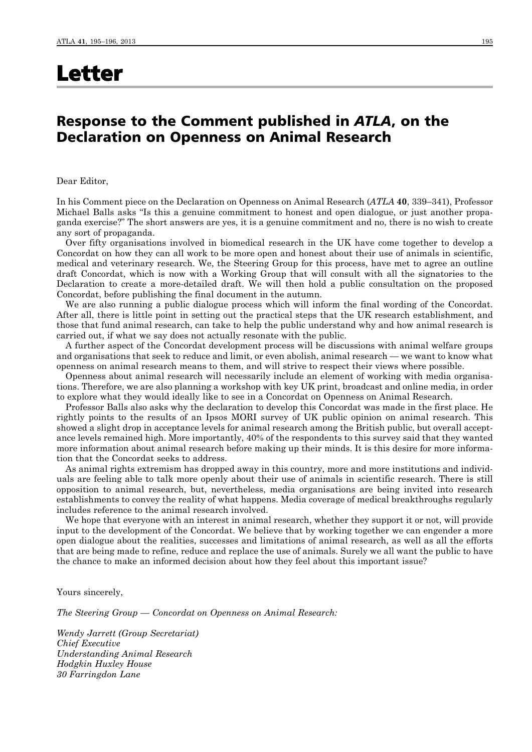# Letter

## Response to the Comment published in *ATLA*, on the Declaration on Openness on Animal Research

Dear Editor,

In his Comment piece on the Declaration on Openness on Animal Research (*ATLA* **40**, 339–341), Professor Michael Balls asks "Is this a genuine commitment to honest and open dialogue, or just another propaganda exercise?" The short answers are yes, it is a genuine commitment and no, there is no wish to create any sort of propaganda.

Over fifty organisations involved in biomedical research in the UK have come together to develop a Concordat on how they can all work to be more open and honest about their use of animals in scientific, medical and veterinary research. We, the Steering Group for this process, have met to agree an outline draft Concordat, which is now with a Working Group that will consult with all the signatories to the Declaration to create a more-detailed draft. We will then hold a public consultation on the proposed Concordat, before publishing the final document in the autumn.

We are also running a public dialogue process which will inform the final wording of the Concordat. After all, there is little point in setting out the practical steps that the UK research establishment, and those that fund animal research, can take to help the public understand why and how animal research is carried out, if what we say does not actually resonate with the public.

A further aspect of the Concordat development process will be discussions with animal welfare groups and organisations that seek to reduce and limit, or even abolish, animal research — we want to know what openness on animal research means to them, and will strive to respect their views where possible.

Openness about animal research will necessarily include an element of working with media organisations. Therefore, we are also planning a workshop with key UK print, broadcast and online media, in order to explore what they would ideally like to see in a Concordat on Openness on Animal Research.

Professor Balls also asks why the declaration to develop this Concordat was made in the first place. He rightly points to the results of an Ipsos MORI survey of UK public opinion on animal research. This showed a slight drop in acceptance levels for animal research among the British public, but overall acceptance levels remained high. More importantly, 40% of the respondents to this survey said that they wanted more information about animal research before making up their minds. It is this desire for more information that the Concordat seeks to address.

As animal rights extremism has dropped away in this country, more and more institutions and individuals are feeling able to talk more openly about their use of animals in scientific research. There is still opposition to animal research, but, nevertheless, media organisations are being invited into research establishments to convey the reality of what happens. Media coverage of medical breakthroughs regularly includes reference to the animal research involved.

We hope that everyone with an interest in animal research, whether they support it or not, will provide input to the development of the Concordat. We believe that by working together we can engender a more open dialogue about the realities, successes and limitations of animal research, as well as all the efforts that are being made to refine, reduce and replace the use of animals. Surely we all want the public to have the chance to make an informed decision about how they feel about this important issue?

Yours sincerely,

*The Steering Group — Concordat on Openness on Animal Research:*

*Wendy Jarrett (Group Secretariat)*
*Chief Executive*
*Understanding Animal Research*
*Hodgkin Huxley House*
*30 Farringdon Lane*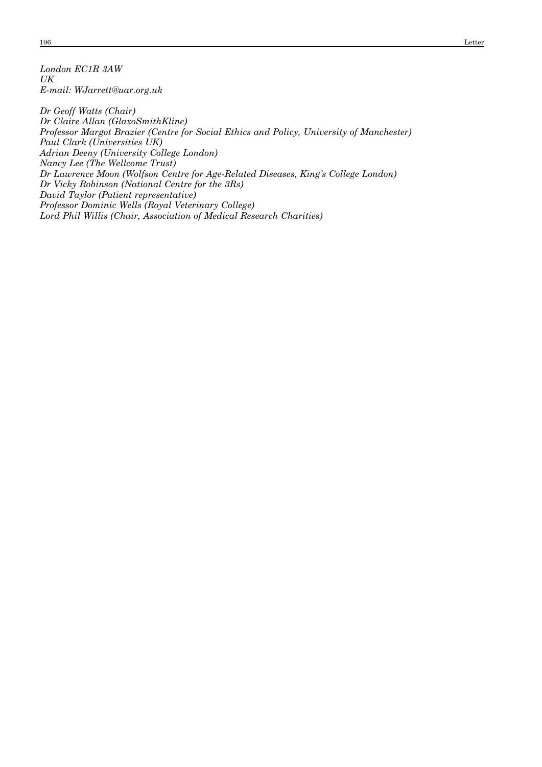*London EC1R 3AW*
*UK*
*E-mail: WJarrett@uar.org.uk*

*Dr Geoff Watts (Chair)*
*Dr Claire Allan (GlaxoSmithKline)*
*Professor Margot Brazier (Centre for Social Ethics and Policy, University of Manchester)*
*Paul Clark (Universities UK)*
*Adrian Deeny (University College London)*
*Nancy Lee (The Wellcome Trust)*
*Dr Lawrence Moon (Wolfson Centre for Age-Related Diseases, King's College London)*
*Dr Vicky Robinson (National Centre for the 3Rs)*
*David Taylor (Patient representative)*
*Professor Dominic Wells (Royal Veterinary College)*
*Lord Phil Willis (Chair, Association of Medical Research Charities)*